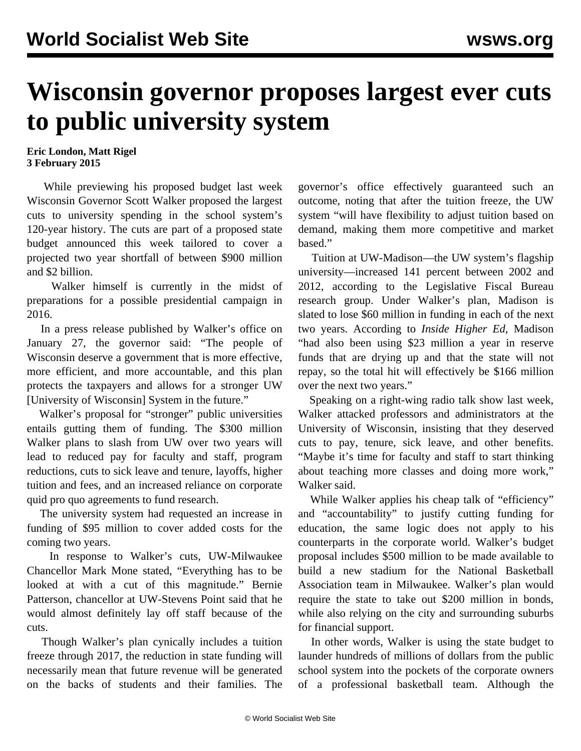# Wisconsin governor proposes largest ever cuts to public university system

**Eric London, Matt Rigel**
**3 February 2015**

While previewing his proposed budget last week Wisconsin Governor Scott Walker proposed the largest cuts to university spending in the school system's 120-year history. The cuts are part of a proposed state budget announced this week tailored to cover a projected two year shortfall of between $900 million and $2 billion.

Walker himself is currently in the midst of preparations for a possible presidential campaign in 2016.

In a press release published by Walker's office on January 27, the governor said: "The people of Wisconsin deserve a government that is more effective, more efficient, and more accountable, and this plan protects the taxpayers and allows for a stronger UW [University of Wisconsin] System in the future."

Walker's proposal for "stronger" public universities entails gutting them of funding. The $300 million Walker plans to slash from UW over two years will lead to reduced pay for faculty and staff, program reductions, cuts to sick leave and tenure, layoffs, higher tuition and fees, and an increased reliance on corporate quid pro quo agreements to fund research.

The university system had requested an increase in funding of $95 million to cover added costs for the coming two years.

In response to Walker's cuts, UW-Milwaukee Chancellor Mark Mone stated, "Everything has to be looked at with a cut of this magnitude." Bernie Patterson, chancellor at UW-Stevens Point said that he would almost definitely lay off staff because of the cuts.

Though Walker's plan cynically includes a tuition freeze through 2017, the reduction in state funding will necessarily mean that future revenue will be generated on the backs of students and their families. The governor's office effectively guaranteed such an outcome, noting that after the tuition freeze, the UW system "will have flexibility to adjust tuition based on demand, making them more competitive and market based."

Tuition at UW-Madison—the UW system's flagship university—increased 141 percent between 2002 and 2012, according to the Legislative Fiscal Bureau research group. Under Walker's plan, Madison is slated to lose $60 million in funding in each of the next two years. According to *Inside Higher Ed*, Madison "had also been using $23 million a year in reserve funds that are drying up and that the state will not repay, so the total hit will effectively be $166 million over the next two years."

Speaking on a right-wing radio talk show last week, Walker attacked professors and administrators at the University of Wisconsin, insisting that they deserved cuts to pay, tenure, sick leave, and other benefits. "Maybe it's time for faculty and staff to start thinking about teaching more classes and doing more work," Walker said.

While Walker applies his cheap talk of "efficiency" and "accountability" to justify cutting funding for education, the same logic does not apply to his counterparts in the corporate world. Walker's budget proposal includes $500 million to be made available to build a new stadium for the National Basketball Association team in Milwaukee. Walker's plan would require the state to take out $200 million in bonds, while also relying on the city and surrounding suburbs for financial support.

In other words, Walker is using the state budget to launder hundreds of millions of dollars from the public school system into the pockets of the corporate owners of a professional basketball team. Although the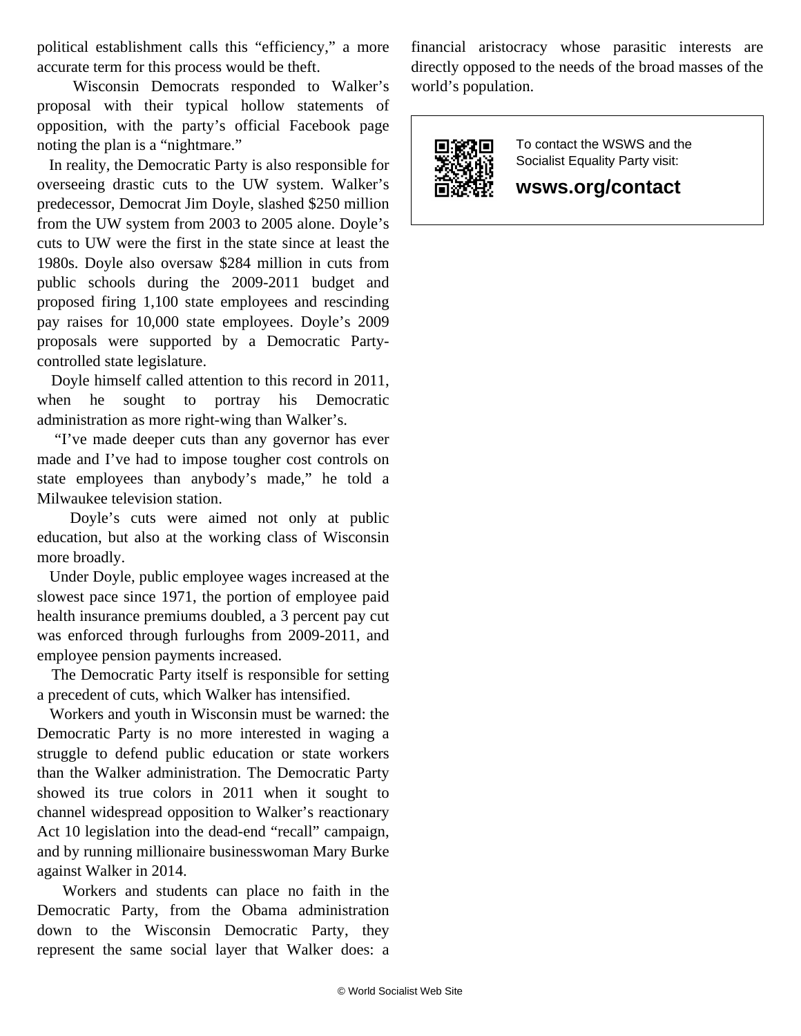political establishment calls this "efficiency," a more accurate term for this process would be theft.

Wisconsin Democrats responded to Walker's proposal with their typical hollow statements of opposition, with the party's official Facebook page noting the plan is a "nightmare."

In reality, the Democratic Party is also responsible for overseeing drastic cuts to the UW system. Walker's predecessor, Democrat Jim Doyle, slashed $250 million from the UW system from 2003 to 2005 alone. Doyle's cuts to UW were the first in the state since at least the 1980s. Doyle also oversaw $284 million in cuts from public schools during the 2009-2011 budget and proposed firing 1,100 state employees and rescinding pay raises for 10,000 state employees. Doyle's 2009 proposals were supported by a Democratic Party-controlled state legislature.

Doyle himself called attention to this record in 2011, when he sought to portray his Democratic administration as more right-wing than Walker's.

"I've made deeper cuts than any governor has ever made and I've had to impose tougher cost controls on state employees than anybody's made," he told a Milwaukee television station.

Doyle's cuts were aimed not only at public education, but also at the working class of Wisconsin more broadly.

Under Doyle, public employee wages increased at the slowest pace since 1971, the portion of employee paid health insurance premiums doubled, a 3 percent pay cut was enforced through furloughs from 2009-2011, and employee pension payments increased.

The Democratic Party itself is responsible for setting a precedent of cuts, which Walker has intensified.

Workers and youth in Wisconsin must be warned: the Democratic Party is no more interested in waging a struggle to defend public education or state workers than the Walker administration. The Democratic Party showed its true colors in 2011 when it sought to channel widespread opposition to Walker's reactionary Act 10 legislation into the dead-end "recall" campaign, and by running millionaire businesswoman Mary Burke against Walker in 2014.

Workers and students can place no faith in the Democratic Party, from the Obama administration down to the Wisconsin Democratic Party, they represent the same social layer that Walker does: a financial aristocracy whose parasitic interests are directly opposed to the needs of the broad masses of the world's population.

To contact the WSWS and the Socialist Equality Party visit:

**wsws.org/contact**